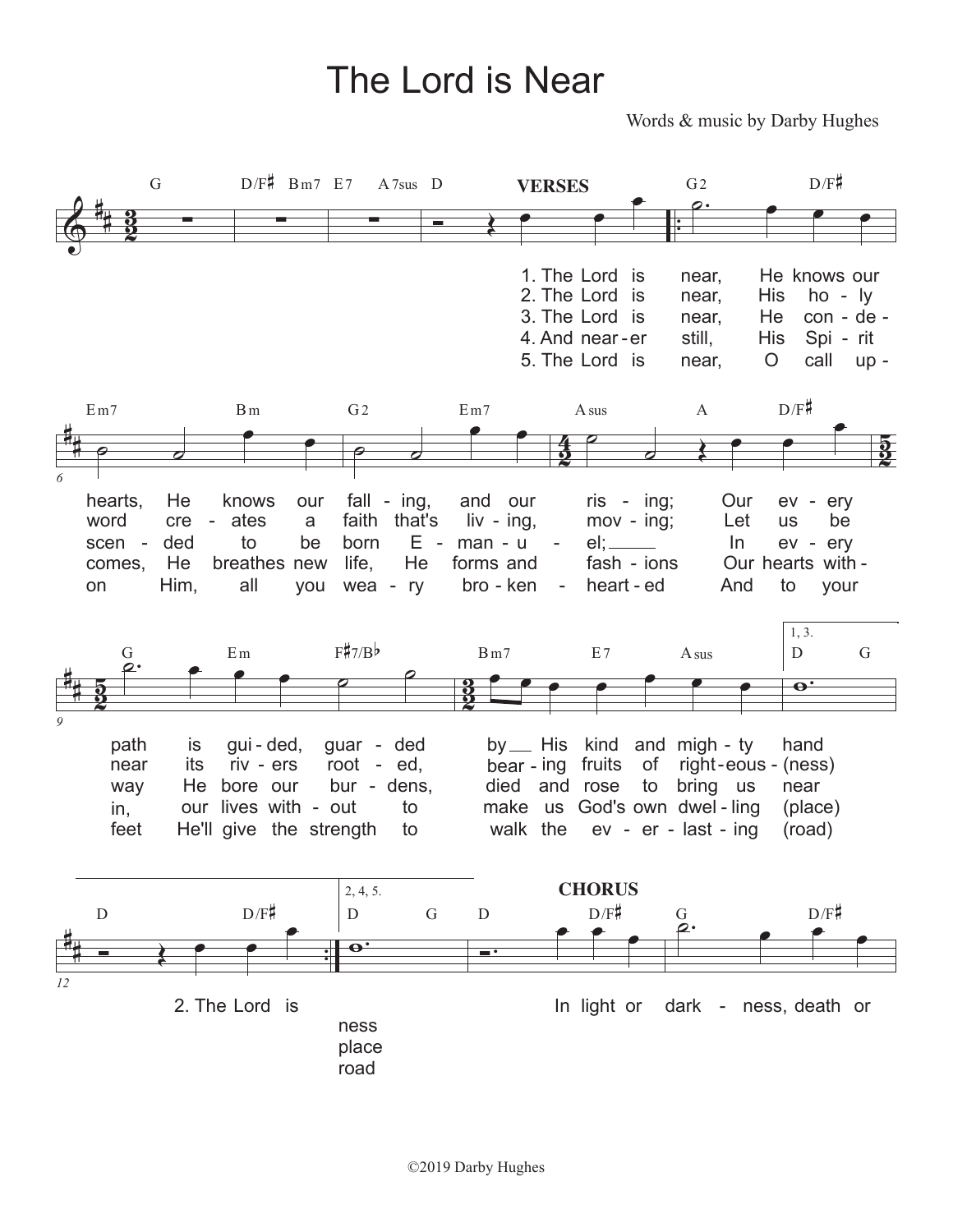# The Lord is Near

Words & music by Darby Hughes

**VERSES**

G D/F♯ Bm7 E7 A7sus D

G2 D/F♯ Em7 Bm G2 Em7 Asus A D/F♯

1. The Lord is near, He knows our hearts, He knows our fall - ing, and our ris - ing; Our ev - ery
2. The Lord is near, His ho - ly word cre - ates a faith that's liv - ing, mov - ing; Let us be
3. The Lord is near, He con - de - scen - ded to be born E - man - u - el; In ev - ery
4. And near - er still, His Spi - rit comes, He breathes new life, He forms and fash - ions Our hearts with -
5. The Lord is near, O call up - on Him, all you wea - ry bro - ken - heart - ed And to your

G Em F♯7/B♭ Bm7 E7 Asus

path is gui - ded, guar - ded by His kind and migh - ty hand
near its riv - ers root - ed, bear - ing fruits of right - eous - (ness)
way He bore our bur - dens, died and rose to bring us near
in, our lives with - out to make us God's own dwel - ling (place)
feet He'll give the strength to walk the ev - er - last - ing (road)

1, 3. D G D D/F♯

2. The Lord is

2, 4, 5. D G

ness
place
road

**CHORUS**

D D/F♯ G D/F♯

In light or dark - ness, death or

©2019 Darby Hughes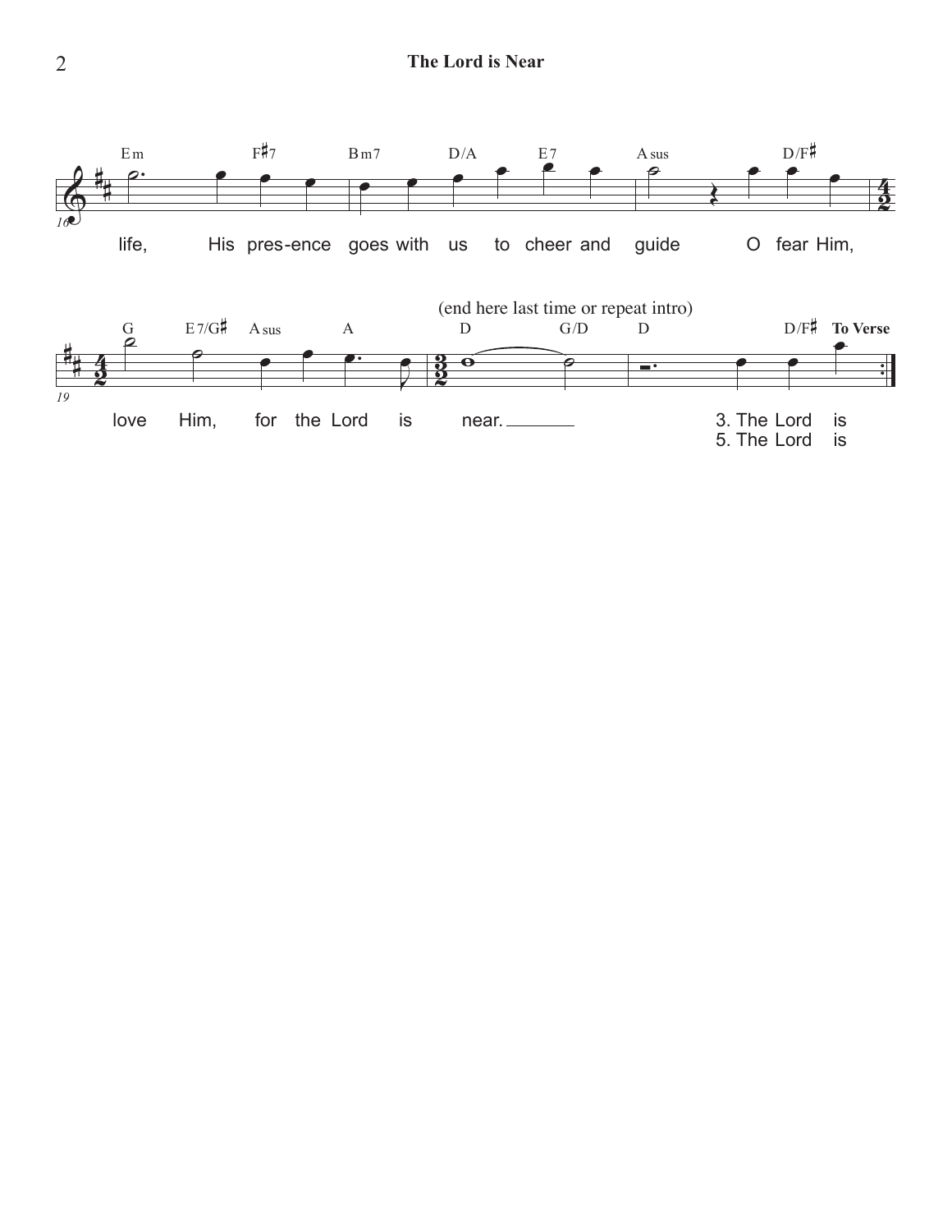Em F♯7 Bm7 D/A E7 A sus D/F♯

life, His pres-ence goes with us to cheer and guide O fear Him,

(end here last time or repeat intro)

G E7/G♯ A sus A D G/D D D/F♯ **To Verse**

love Him, for the Lord is near.

3. The Lord is
5. The Lord is